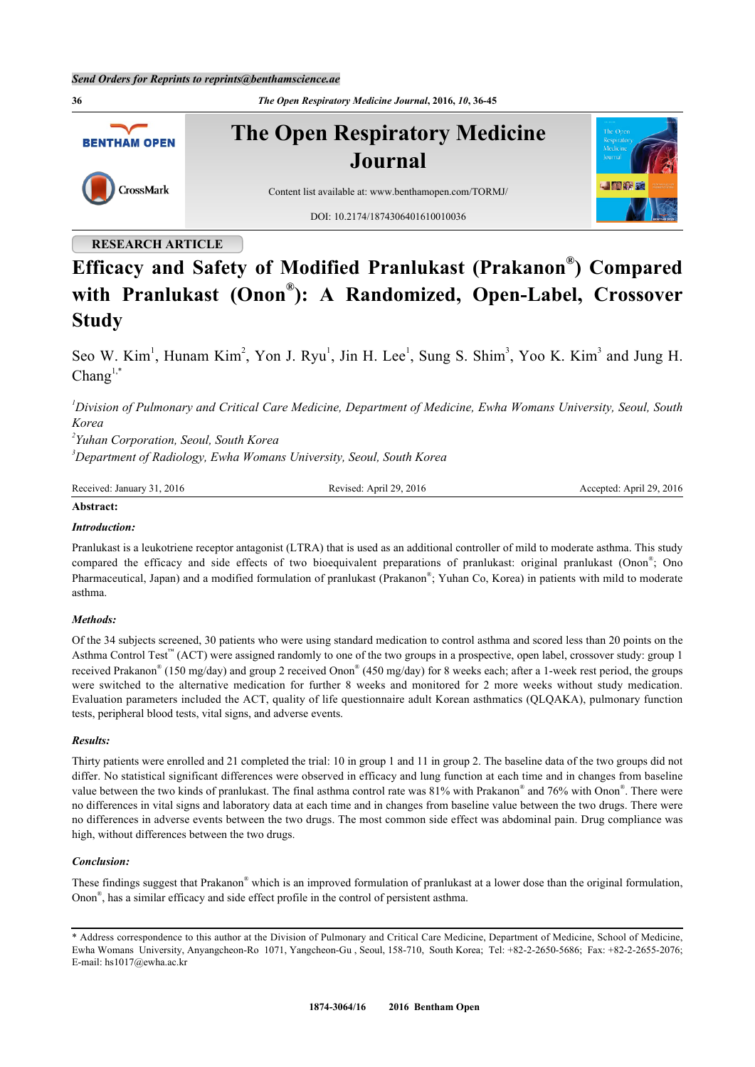RESEARCH ARTICLE

# Efficacy and Safety of Modified Pranlukast (Prakanon®) Compared with Pranlukast (Onon®): A Randomized, Open-Label, Crossover Study

Seo W. Kim[1], Hunam Kim[2], Yon J. Ryu[1], Jin H. Lee[1], Sung S. Shim[3], Yoo K. Kim[3] and Jung H. Chang[1,*]

[1]*Division of Pulmonary and Critical Care Medicine, Department of Medicine, Ewha Womans University, Seoul, South Korea*

[2]*Yuhan Corporation, Seoul, South Korea*

[3]*Department of Radiology, Ewha Womans University, Seoul, South Korea*

Received: January 31, 2016 Revised: April 29, 2016 Accepted: April 29, 2016

**Abstract:**

***Introduction:***

Pranlukast is a leukotriene receptor antagonist (LTRA) that is used as an additional controller of mild to moderate asthma. This study compared the efficacy and side effects of two bioequivalent preparations of pranlukast: original pranlukast (Onon®; Ono Pharmaceutical, Japan) and a modified formulation of pranlukast (Prakanon®; Yuhan Co, Korea) in patients with mild to moderate asthma.

***Methods:***

Of the 34 subjects screened, 30 patients who were using standard medication to control asthma and scored less than 20 points on the Asthma Control Test™ (ACT) were assigned randomly to one of the two groups in a prospective, open label, crossover study: group 1 received Prakanon® (150 mg/day) and group 2 received Onon® (450 mg/day) for 8 weeks each; after a 1-week rest period, the groups were switched to the alternative medication for further 8 weeks and monitored for 2 more weeks without study medication. Evaluation parameters included the ACT, quality of life questionnaire adult Korean asthmatics (QLQAKA), pulmonary function tests, peripheral blood tests, vital signs, and adverse events.

***Results:***

Thirty patients were enrolled and 21 completed the trial: 10 in group 1 and 11 in group 2. The baseline data of the two groups did not differ. No statistical significant differences were observed in efficacy and lung function at each time and in changes from baseline value between the two kinds of pranlukast. The final asthma control rate was 81% with Prakanon® and 76% with Onon®. There were no differences in vital signs and laboratory data at each time and in changes from baseline value between the two drugs. There were no differences in adverse events between the two drugs. The most common side effect was abdominal pain. Drug compliance was high, without differences between the two drugs.

***Conclusion:***

These findings suggest that Prakanon® which is an improved formulation of pranlukast at a lower dose than the original formulation, Onon®, has a similar efficacy and side effect profile in the control of persistent asthma.

\* Address correspondence to this author at the Division of Pulmonary and Critical Care Medicine, Department of Medicine, School of Medicine, Ewha Womans University, Anyangcheon-Ro 1071, Yangcheon-Gu , Seoul, 158-710, South Korea; Tel: +82-2-2650-5686; Fax: +82-2-2655-2076; E-mail: hs1017@ewha.ac.kr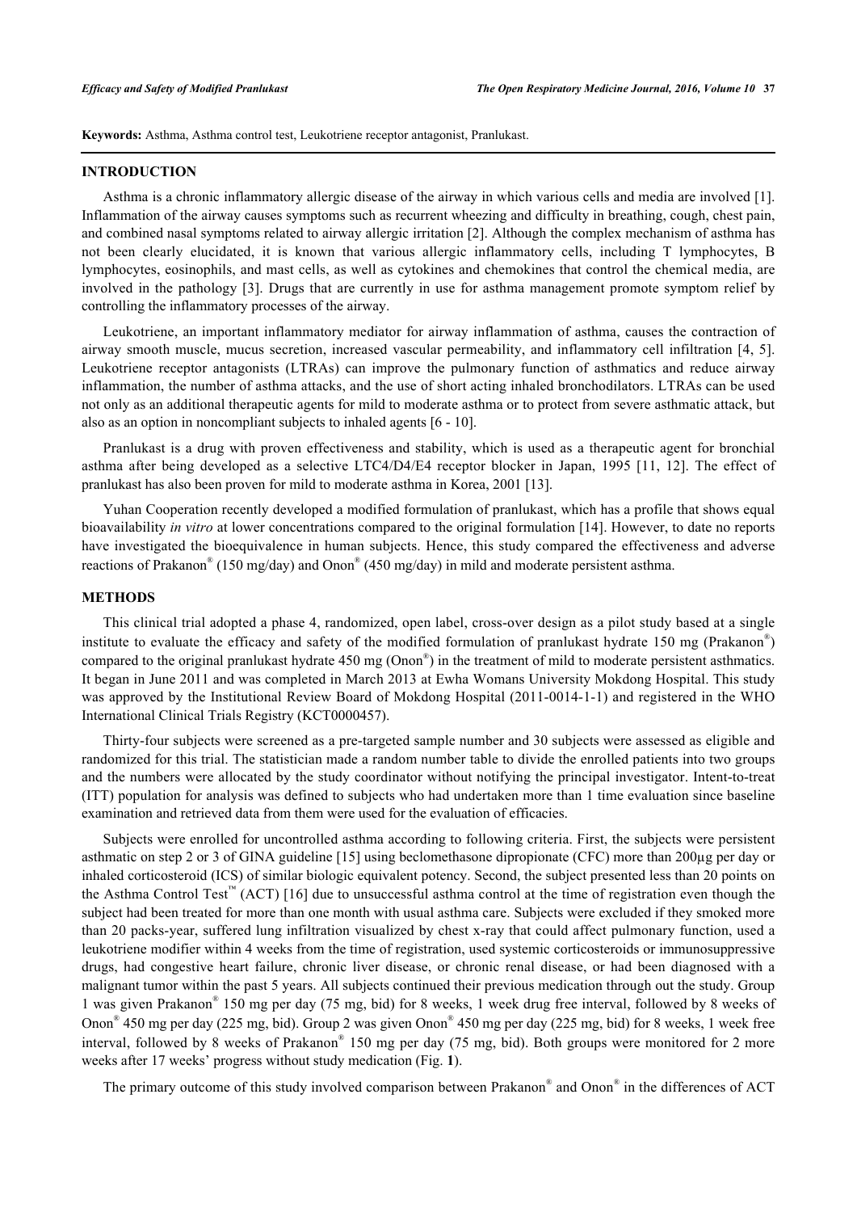**Keywords:** Asthma, Asthma control test, Leukotriene receptor antagonist, Pranlukast.

## INTRODUCTION

Asthma is a chronic inflammatory allergic disease of the airway in which various cells and media are involved [1]. Inflammation of the airway causes symptoms such as recurrent wheezing and difficulty in breathing, cough, chest pain, and combined nasal symptoms related to airway allergic irritation [2]. Although the complex mechanism of asthma has not been clearly elucidated, it is known that various allergic inflammatory cells, including T lymphocytes, B lymphocytes, eosinophils, and mast cells, as well as cytokines and chemokines that control the chemical media, are involved in the pathology [3]. Drugs that are currently in use for asthma management promote symptom relief by controlling the inflammatory processes of the airway.

Leukotriene, an important inflammatory mediator for airway inflammation of asthma, causes the contraction of airway smooth muscle, mucus secretion, increased vascular permeability, and inflammatory cell infiltration [4, 5]. Leukotriene receptor antagonists (LTRAs) can improve the pulmonary function of asthmatics and reduce airway inflammation, the number of asthma attacks, and the use of short acting inhaled bronchodilators. LTRAs can be used not only as an additional therapeutic agents for mild to moderate asthma or to protect from severe asthmatic attack, but also as an option in noncompliant subjects to inhaled agents [6 - 10].

Pranlukast is a drug with proven effectiveness and stability, which is used as a therapeutic agent for bronchial asthma after being developed as a selective LTC4/D4/E4 receptor blocker in Japan, 1995 [11, 12]. The effect of pranlukast has also been proven for mild to moderate asthma in Korea, 2001 [13].

Yuhan Cooperation recently developed a modified formulation of pranlukast, which has a profile that shows equal bioavailability *in vitro* at lower concentrations compared to the original formulation [14]. However, to date no reports have investigated the bioequivalence in human subjects. Hence, this study compared the effectiveness and adverse reactions of Prakanon® (150 mg/day) and Onon® (450 mg/day) in mild and moderate persistent asthma.

## METHODS

This clinical trial adopted a phase 4, randomized, open label, cross-over design as a pilot study based at a single institute to evaluate the efficacy and safety of the modified formulation of pranlukast hydrate 150 mg (Prakanon®) compared to the original pranlukast hydrate 450 mg (Onon®) in the treatment of mild to moderate persistent asthmatics. It began in June 2011 and was completed in March 2013 at Ewha Womans University Mokdong Hospital. This study was approved by the Institutional Review Board of Mokdong Hospital (2011-0014-1-1) and registered in the WHO International Clinical Trials Registry (KCT0000457).

Thirty-four subjects were screened as a pre-targeted sample number and 30 subjects were assessed as eligible and randomized for this trial. The statistician made a random number table to divide the enrolled patients into two groups and the numbers were allocated by the study coordinator without notifying the principal investigator. Intent-to-treat (ITT) population for analysis was defined to subjects who had undertaken more than 1 time evaluation since baseline examination and retrieved data from them were used for the evaluation of efficacies.

Subjects were enrolled for uncontrolled asthma according to following criteria. First, the subjects were persistent asthmatic on step 2 or 3 of GINA guideline [15] using beclomethasone dipropionate (CFC) more than 200μg per day or inhaled corticosteroid (ICS) of similar biologic equivalent potency. Second, the subject presented less than 20 points on the Asthma Control Test™ (ACT) [16] due to unsuccessful asthma control at the time of registration even though the subject had been treated for more than one month with usual asthma care. Subjects were excluded if they smoked more than 20 packs-year, suffered lung infiltration visualized by chest x-ray that could affect pulmonary function, used a leukotriene modifier within 4 weeks from the time of registration, used systemic corticosteroids or immunosuppressive drugs, had congestive heart failure, chronic liver disease, or chronic renal disease, or had been diagnosed with a malignant tumor within the past 5 years. All subjects continued their previous medication through out the study. Group 1 was given Prakanon® 150 mg per day (75 mg, bid) for 8 weeks, 1 week drug free interval, followed by 8 weeks of Onon® 450 mg per day (225 mg, bid). Group 2 was given Onon® 450 mg per day (225 mg, bid) for 8 weeks, 1 week free interval, followed by 8 weeks of Prakanon® 150 mg per day (75 mg, bid). Both groups were monitored for 2 more weeks after 17 weeks' progress without study medication (Fig. **1**).

The primary outcome of this study involved comparison between Prakanon® and Onon® in the differences of ACT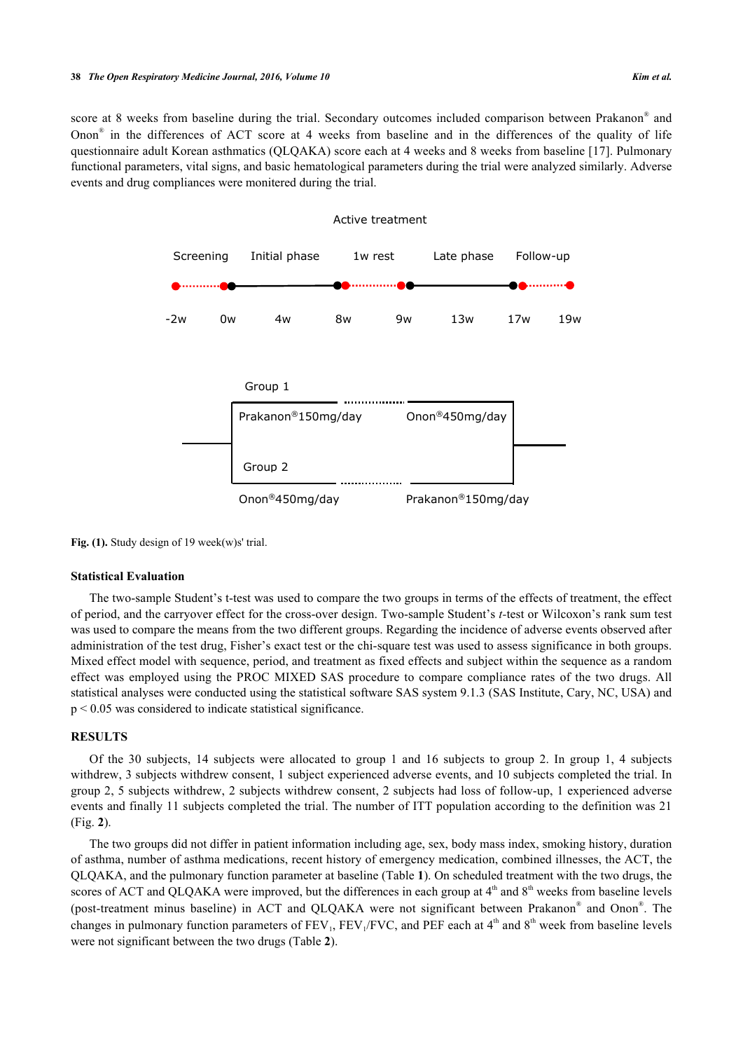score at 8 weeks from baseline during the trial. Secondary outcomes included comparison between Prakanon® and Onon® in the differences of ACT score at 4 weeks from baseline and in the differences of the quality of life questionnaire adult Korean asthmatics (QLQAKA) score each at 4 weeks and 8 weeks from baseline [17]. Pulmonary functional parameters, vital signs, and basic hematological parameters during the trial were analyzed similarly. Adverse events and drug compliances were monitered during the trial.

Active treatment

Screening Initial phase 1w rest Late phase Follow-up

-2w 0w 4w 8w 9w 13w 17w 19w

Group 1

Prakanon®150mg/day Onon®450mg/day

Group 2

Onon®450mg/day Prakanon®150mg/day

**Fig. (1).** Study design of 19 week(w)s' trial.

### Statistical Evaluation

The two-sample Student's t-test was used to compare the two groups in terms of the effects of treatment, the effect of period, and the carryover effect for the cross-over design. Two-sample Student's *t*-test or Wilcoxon's rank sum test was used to compare the means from the two different groups. Regarding the incidence of adverse events observed after administration of the test drug, Fisher's exact test or the chi-square test was used to assess significance in both groups. Mixed effect model with sequence, period, and treatment as fixed effects and subject within the sequence as a random effect was employed using the PROC MIXED SAS procedure to compare compliance rates of the two drugs. All statistical analyses were conducted using the statistical software SAS system 9.1.3 (SAS Institute, Cary, NC, USA) and $p < 0.05$ was considered to indicate statistical significance.

## RESULTS

Of the 30 subjects, 14 subjects were allocated to group 1 and 16 subjects to group 2. In group 1, 4 subjects withdrew, 3 subjects withdrew consent, 1 subject experienced adverse events, and 10 subjects completed the trial. In group 2, 5 subjects withdrew, 2 subjects withdrew consent, 2 subjects had loss of follow-up, 1 experienced adverse events and finally 11 subjects completed the trial. The number of ITT population according to the definition was 21 (Fig. **2**).

The two groups did not differ in patient information including age, sex, body mass index, smoking history, duration of asthma, number of asthma medications, recent history of emergency medication, combined illnesses, the ACT, the QLQAKA, and the pulmonary function parameter at baseline (Table **1**). On scheduled treatment with the two drugs, the scores of ACT and QLQAKA were improved, but the differences in each group at 4th and 8th weeks from baseline levels (post-treatment minus baseline) in ACT and QLQAKA were not significant between Prakanon® and Onon®. The changes in pulmonary function parameters of $FEV_1$, $FEV_1$/FVC, and PEF each at 4th and 8th week from baseline levels were not significant between the two drugs (Table **2**).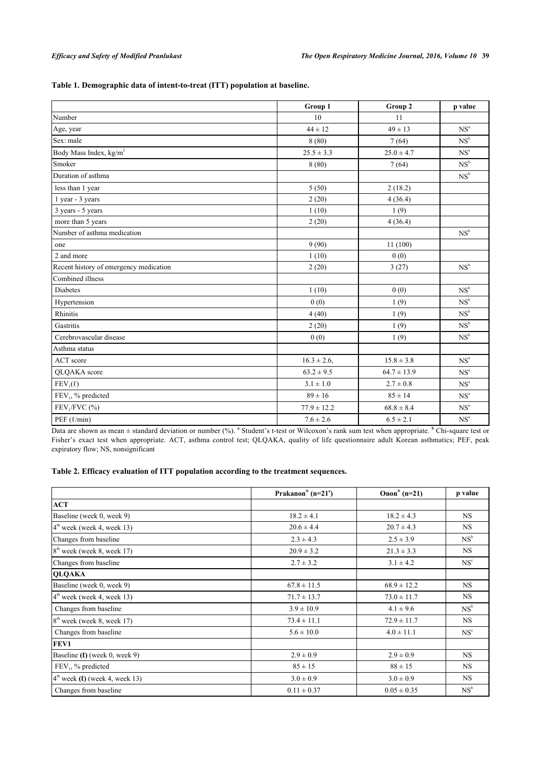**Table 1. Demographic data of intent-to-treat (ITT) population at baseline.**

| | Group 1 | Group 2 | p value |
|---|---|---|---|
| Number | 10 | 11 | |
| Age, year | 44 ± 12 | 49 ± 13 | NS[a] |
| Sex: male | 8 (80) | 7 (64) | NS[b] |
| Body Mass Index, kg/m$^2$ | 25.5 ± 3.3 | 25.0 ± 4.7 | NS[a] |
| Smoker | 8 (80) | 7 (64) | NS[b] |
| Duration of asthma | | | NS[b] |
| less than 1 year | 5 (50) | 2 (18.2) | |
| 1 year - 3 years | 2 (20) | 4 (36.4) | |
| 3 years - 5 years | 1 (10) | 1 (9) | |
| more than 5 years | 2 (20) | 4 (36.4) | |
| Number of asthma medication | | | NS[b] |
| one | 9 (90) | 11 (100) | |
| 2 and more | 1 (10) | 0 (0) | |
| Recent history of emergency medication | 2 (20) | 3 (27) | NS[b] |
| Combined illness | | | |
| Diabetes | 1 (10) | 0 (0) | NS[b] |
| Hypertension | 0 (0) | 1 (9) | NS[b] |
| Rhinitis | 4 (40) | 1 (9) | NS[b] |
| Gastritis | 2 (20) | 1 (9) | NS[b] |
| Cerebrovascular disease | 0 (0) | 1 (9) | NS[b] |
| Asthma status | | | |
| ACT score | 16.3 ± 2.6, | 15.8 ± 3.8 | NS[a] |
| QLQAKA score | 63.2 ± 9.5 | 64.7 ± 13.9 | NS[a] |
| $FEV_1$(ℓ) | 3.1 ± 1.0 | 2.7 ± 0.8 | NS[a] |
| $FEV_1$, % predicted | 89 ± 16 | 85 ± 14 | NS[a] |
| $FEV_1$/FVC (%) | 77.9 ± 12.2 | 68.8 ± 8.4 | NS[a] |
| PEF (ℓ/min) | 7.6 ± 2.6 | 6.5 ± 2.1 | NS[a] |

Data are shown as mean ± standard deviation or number (%). [a] Student's t-test or Wilcoxon's rank sum test when appropriate. [b] Chi-square test or Fisher's exact test when appropriate. ACT, asthma control test; QLQAKA, quality of life questionnaire adult Korean asthmatics; PEF, peak expiratory flow; NS, nonsignificant

**Table 2. Efficacy evaluation of ITT population according to the treatment sequences.**

| | Prakanon® (n=21[a]) | Onon® (n=21) | p value |
|---|---|---|---|
| **ACT** | | | |
| Baseline (week 0, week 9) | 18.2 ± 4.1 | 18.2 ± 4.3 | NS |
| 4th week (week 4, week 13) | 20.6 ± 4.4 | 20.7 ± 4.3 | NS |
| Changes from baseline | 2.3 ± 4.3 | 2.5 ± 3.9 | NS[b] |
| 8th week (week 8, week 17) | 20.9 ± 3.2 | 21.3 ± 3.3 | NS |
| Changes from baseline | 2.7 ± 3.2 | 3.1 ± 4.2 | NS[c] |
| **QLQAKA** | | | |
| Baseline (week 0, week 9) | 67.8 ± 11.5 | 68.9 ± 12.2 | NS |
| 4th week (week 4, week 13) | 71.7 ± 13.7 | 73.0 ± 11.7 | NS |
| Changes from baseline | 3.9 ± 10.9 | 4.1 ± 9.6 | NS[b] |
| 8th week (week 8, week 17) | 73.4 ± 11.1 | 72.9 ± 11.7 | NS |
| Changes from baseline | 5.6 ± 10.0 | 4.0 ± 11.1 | NS[c] |
| **FEV1** | | | |
| Baseline **(ℓ)** (week 0, week 9) | 2.9 ± 0.9 | 2.9 ± 0.9 | NS |
| $FEV_1$, % predicted | 85 ± 15 | 88 ± 15 | NS |
| 4th week **(ℓ)** (week 4, week 13) | 3.0 ± 0.9 | 3.0 ± 0.9 | NS |
| Changes from baseline | 0.11 ± 0.37 | 0.05 ± 0.35 | NS[b] |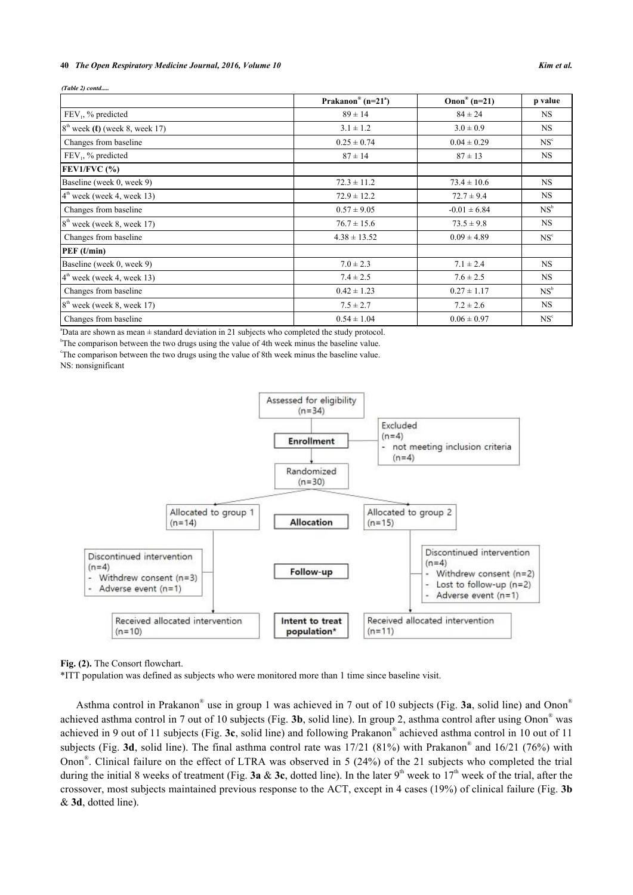*(Table 2) contd.....*

| | Prakanon® (n=21[a]) | Onon® (n=21) | p value |
|---|---|---|---|
| $FEV_1$, % predicted | 89 ± 14 | 84 ± 24 | NS |
| 8[th] week (ℓ) (week 8, week 17) | 3.1 ± 1.2 | 3.0 ± 0.9 | NS |
| Changes from baseline | 0.25 ± 0.74 | 0.04 ± 0.29 | NS[c] |
| $FEV_1$, % predicted | 87 ± 14 | 87 ± 13 | NS |
| **FEV1/FVC (%)** | | | |
| Baseline (week 0, week 9) | 72.3 ± 11.2 | 73.4 ± 10.6 | NS |
| 4[th] week (week 4, week 13) | 72.9 ± 12.2 | 72.7 ± 9.4 | NS |
| Changes from baseline | 0.57 ± 9.05 | -0.01 ± 6.84 | NS[b] |
| 8[th] week (week 8, week 17) | 76.7 ± 15.6 | 73.5 ± 9.8 | NS |
| Changes from baseline | 4.38 ± 13.52 | 0.09 ± 4.89 | NS[c] |
| **PEF (ℓ/min)** | | | |
| Baseline (week 0, week 9) | 7.0 ± 2.3 | 7.1 ± 2.4 | NS |
| 4[th] week (week 4, week 13) | 7.4 ± 2.5 | 7.6 ± 2.5 | NS |
| Changes from baseline | 0.42 ± 1.23 | 0.27 ± 1.17 | NS[b] |
| 8[th] week (week 8, week 17) | 7.5 ± 2.7 | 7.2 ± 2.6 | NS |
| Changes from baseline | 0.54 ± 1.04 | 0.06 ± 0.97 | NS[c] |

[a]Data are shown as mean ± standard deviation in 21 subjects who completed the study protocol.
[b]The comparison between the two drugs using the value of 4th week minus the baseline value.
[c]The comparison between the two drugs using the value of 8th week minus the baseline value.
NS: nonsignificant

**Fig. (2).** The Consort flowchart.
*ITT population was defined as subjects who were monitored more than 1 time since baseline visit.

Asthma control in Prakanon® use in group 1 was achieved in 7 out of 10 subjects (Fig. **3a**, solid line) and Onon® achieved asthma control in 7 out of 10 subjects (Fig. **3b**, solid line). In group 2, asthma control after using Onon® was achieved in 9 out of 11 subjects (Fig. **3c**, solid line) and following Prakanon® achieved asthma control in 10 out of 11 subjects (Fig. **3d**, solid line). The final asthma control rate was 17/21 (81%) with Prakanon® and 16/21 (76%) with Onon®. Clinical failure on the effect of LTRA was observed in 5 (24%) of the 21 subjects who completed the trial during the initial 8 weeks of treatment (Fig. **3a** & **3c**, dotted line). In the later 9[th] week to 17[th] week of the trial, after the crossover, most subjects maintained previous response to the ACT, except in 4 cases (19%) of clinical failure (Fig. **3b** & **3d**, dotted line).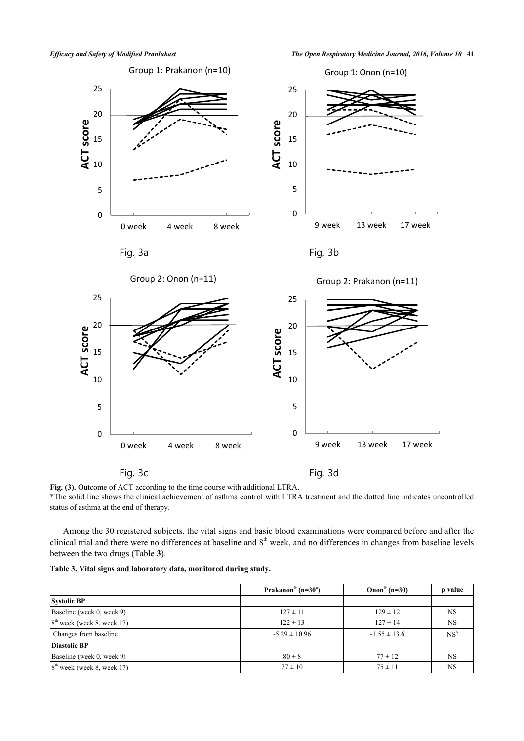Fig. 3a

Fig. 3b

Fig. 3c

Fig. 3d

**Fig. (3).** Outcome of ACT according to the time course with additional LTRA.
*The solid line shows the clinical achievement of asthma control with LTRA treatment and the dotted line indicates uncontrolled status of asthma at the end of therapy.

Among the 30 registered subjects, the vital signs and basic blood examinations were compared before and after the clinical trial and there were no differences at baseline and 8th week, and no differences in changes from baseline levels between the two drugs (Table **3**).

**Table 3. Vital signs and laboratory data, monitored during study.**

| | Prakanon® (n=30[a]) | Onon® (n=30) | p value |
|---|---|---|---|
| **Systolic BP** | | | |
| Baseline (week 0, week 9) | 127 ± 11 | 129 ± 12 | NS |
| 8th week (week 8, week 17) | 122 ± 13 | 127 ± 14 | NS |
| Changes from baseline | -5.29 ± 10.96 | -1.55 ± 13.6 | NS[b] |
| **Diastolic BP** | | | |
| Baseline (week 0, week 9) | 80 ± 8 | 77 ± 12 | NS |
| 8th week (week 8, week 17) | 77 ± 10 | 75 ± 11 | NS |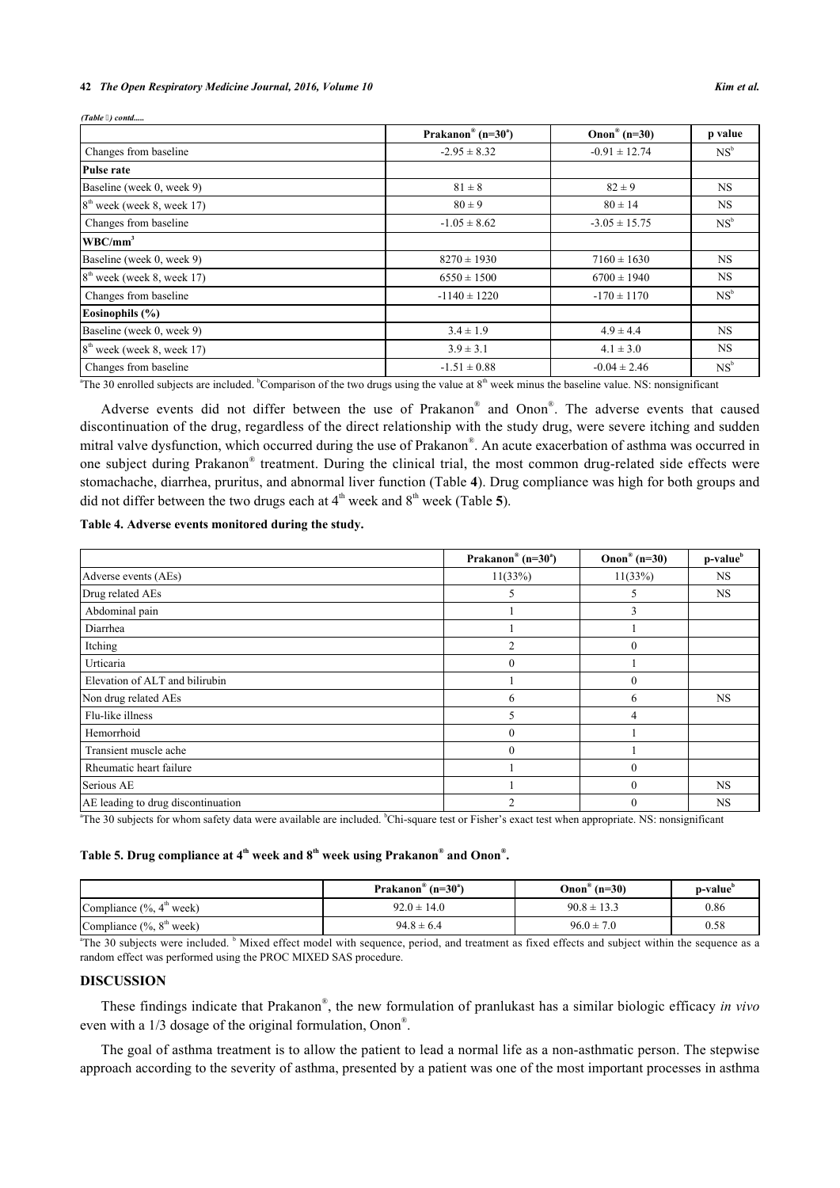*(Table 3) contd.....*

| | Prakanon® (n=30[a]) | Onon® (n=30) | p value |
|---|---|---|---|
| Changes from baseline | -2.95 ± 8.32 | -0.91 ± 12.74 | NS[b] |
| **Pulse rate** | | | |
| Baseline (week 0, week 9) | 81 ± 8 | 82 ± 9 | NS |
| 8th week (week 8, week 17) | 80 ± 9 | 80 ± 14 | NS |
| Changes from baseline | -1.05 ± 8.62 | -3.05 ± 15.75 | NS[b] |
| **WBC/mm³** | | | |
| Baseline (week 0, week 9) | 8270 ± 1930 | 7160 ± 1630 | NS |
| 8th week (week 8, week 17) | 6550 ± 1500 | 6700 ± 1940 | NS |
| Changes from baseline | -1140 ± 1220 | -170 ± 1170 | NS[b] |
| **Eosinophils (%)** | | | |
| Baseline (week 0, week 9) | 3.4 ± 1.9 | 4.9 ± 4.4 | NS |
| 8th week (week 8, week 17) | 3.9 ± 3.1 | 4.1 ± 3.0 | NS |
| Changes from baseline | -1.51 ± 0.88 | -0.04 ± 2.46 | NS[b] |

[a]The 30 enrolled subjects are included. [b]Comparison of the two drugs using the value at 8th week minus the baseline value. NS: nonsignificant

Adverse events did not differ between the use of Prakanon® and Onon®. The adverse events that caused discontinuation of the drug, regardless of the direct relationship with the study drug, were severe itching and sudden mitral valve dysfunction, which occurred during the use of Prakanon®. An acute exacerbation of asthma was occurred in one subject during Prakanon® treatment. During the clinical trial, the most common drug-related side effects were stomachache, diarrhea, pruritus, and abnormal liver function (Table **4**). Drug compliance was high for both groups and did not differ between the two drugs each at 4th week and 8th week (Table **5**).

**Table 4. Adverse events monitored during the study.**

| | Prakanon® (n=30[a]) | Onon® (n=30) | p-value[b] |
|---|---|---|---|
| Adverse events (AEs) | 11(33%) | 11(33%) | NS |
| Drug related AEs | 5 | 5 | NS |
| Abdominal pain | 1 | 3 | |
| Diarrhea | 1 | 1 | |
| Itching | 2 | 0 | |
| Urticaria | 0 | 1 | |
| Elevation of ALT and bilirubin | 1 | 0 | |
| Non drug related AEs | 6 | 6 | NS |
| Flu-like illness | 5 | 4 | |
| Hemorrhoid | 0 | 1 | |
| Transient muscle ache | 0 | 1 | |
| Rheumatic heart failure | 1 | 0 | |
| Serious AE | 1 | 0 | NS |
| AE leading to drug discontinuation | 2 | 0 | NS |

[a]The 30 subjects for whom safety data were available are included. [b]Chi-square test or Fisher's exact test when appropriate. NS: nonsignificant

**Table 5. Drug compliance at 4th week and 8th week using Prakanon® and Onon®.**

| | Prakanon® (n=30[a]) | Onon® (n=30) | p-value[b] |
|---|---|---|---|
| Compliance (%, 4th week) | 92.0 ± 14.0 | 90.8 ± 13.3 | 0.86 |
| Compliance (%, 8th week) | 94.8 ± 6.4 | 96.0 ± 7.0 | 0.58 |

[a]The 30 subjects were included. [b] Mixed effect model with sequence, period, and treatment as fixed effects and subject within the sequence as a random effect was performed using the PROC MIXED SAS procedure.

## DISCUSSION

These findings indicate that Prakanon®, the new formulation of pranlukast has a similar biologic efficacy *in vivo* even with a 1/3 dosage of the original formulation, Onon®.

The goal of asthma treatment is to allow the patient to lead a normal life as a non-asthmatic person. The stepwise approach according to the severity of asthma, presented by a patient was one of the most important processes in asthma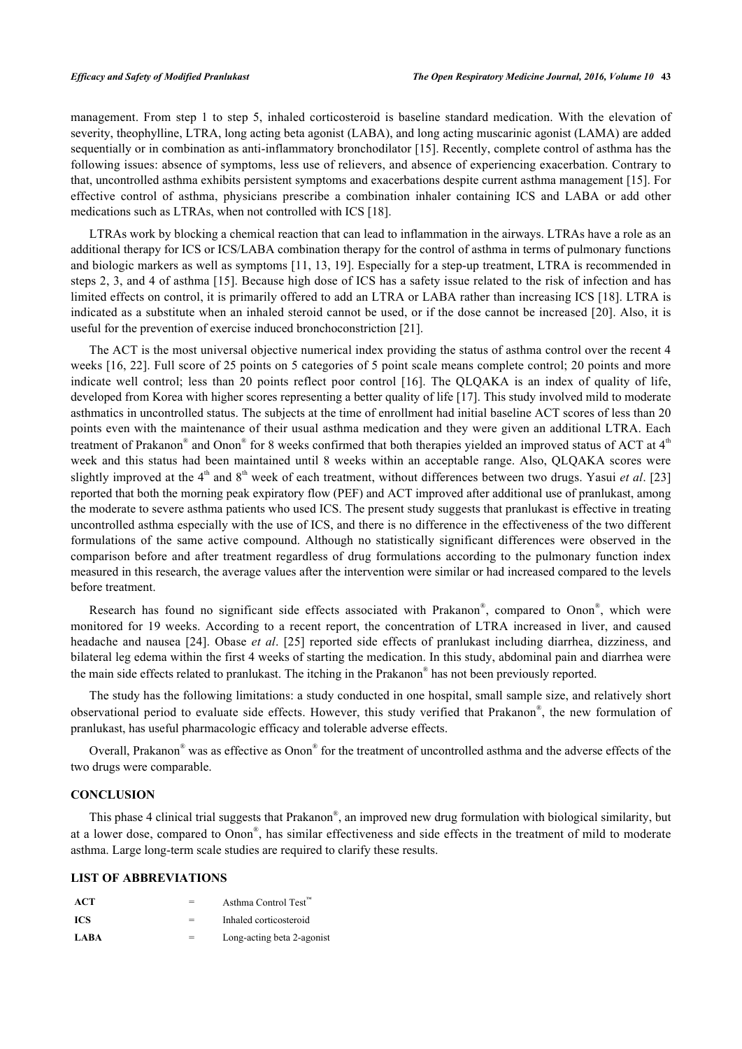management. From step 1 to step 5, inhaled corticosteroid is baseline standard medication. With the elevation of severity, theophylline, LTRA, long acting beta agonist (LABA), and long acting muscarinic agonist (LAMA) are added sequentially or in combination as anti-inflammatory bronchodilator [15]. Recently, complete control of asthma has the following issues: absence of symptoms, less use of relievers, and absence of experiencing exacerbation. Contrary to that, uncontrolled asthma exhibits persistent symptoms and exacerbations despite current asthma management [15]. For effective control of asthma, physicians prescribe a combination inhaler containing ICS and LABA or add other medications such as LTRAs, when not controlled with ICS [18].

LTRAs work by blocking a chemical reaction that can lead to inflammation in the airways. LTRAs have a role as an additional therapy for ICS or ICS/LABA combination therapy for the control of asthma in terms of pulmonary functions and biologic markers as well as symptoms [11, 13, 19]. Especially for a step-up treatment, LTRA is recommended in steps 2, 3, and 4 of asthma [15]. Because high dose of ICS has a safety issue related to the risk of infection and has limited effects on control, it is primarily offered to add an LTRA or LABA rather than increasing ICS [18]. LTRA is indicated as a substitute when an inhaled steroid cannot be used, or if the dose cannot be increased [20]. Also, it is useful for the prevention of exercise induced bronchoconstriction [21].

The ACT is the most universal objective numerical index providing the status of asthma control over the recent 4 weeks [16, 22]. Full score of 25 points on 5 categories of 5 point scale means complete control; 20 points and more indicate well control; less than 20 points reflect poor control [16]. The QLQAKA is an index of quality of life, developed from Korea with higher scores representing a better quality of life [17]. This study involved mild to moderate asthmatics in uncontrolled status. The subjects at the time of enrollment had initial baseline ACT scores of less than 20 points even with the maintenance of their usual asthma medication and they were given an additional LTRA. Each treatment of Prakanon® and Onon® for 8 weeks confirmed that both therapies yielded an improved status of ACT at 4th week and this status had been maintained until 8 weeks within an acceptable range. Also, QLQAKA scores were slightly improved at the 4th and 8th week of each treatment, without differences between two drugs. Yasui *et al*. [23] reported that both the morning peak expiratory flow (PEF) and ACT improved after additional use of pranlukast, among the moderate to severe asthma patients who used ICS. The present study suggests that pranlukast is effective in treating uncontrolled asthma especially with the use of ICS, and there is no difference in the effectiveness of the two different formulations of the same active compound. Although no statistically significant differences were observed in the comparison before and after treatment regardless of drug formulations according to the pulmonary function index measured in this research, the average values after the intervention were similar or had increased compared to the levels before treatment.

Research has found no significant side effects associated with Prakanon®, compared to Onon®, which were monitored for 19 weeks. According to a recent report, the concentration of LTRA increased in liver, and caused headache and nausea [24]. Obase *et al*. [25] reported side effects of pranlukast including diarrhea, dizziness, and bilateral leg edema within the first 4 weeks of starting the medication. In this study, abdominal pain and diarrhea were the main side effects related to pranlukast. The itching in the Prakanon® has not been previously reported.

The study has the following limitations: a study conducted in one hospital, small sample size, and relatively short observational period to evaluate side effects. However, this study verified that Prakanon®, the new formulation of pranlukast, has useful pharmacologic efficacy and tolerable adverse effects.

Overall, Prakanon® was as effective as Onon® for the treatment of uncontrolled asthma and the adverse effects of the two drugs were comparable.

## CONCLUSION

This phase 4 clinical trial suggests that Prakanon®, an improved new drug formulation with biological similarity, but at a lower dose, compared to Onon®, has similar effectiveness and side effects in the treatment of mild to moderate asthma. Large long-term scale studies are required to clarify these results.

## LIST OF ABBREVIATIONS

| | | |
|---|---|---|
| **ACT** | = | Asthma Control Test™ |
| **ICS** | = | Inhaled corticosteroid |
| **LABA** | = | Long-acting beta 2-agonist |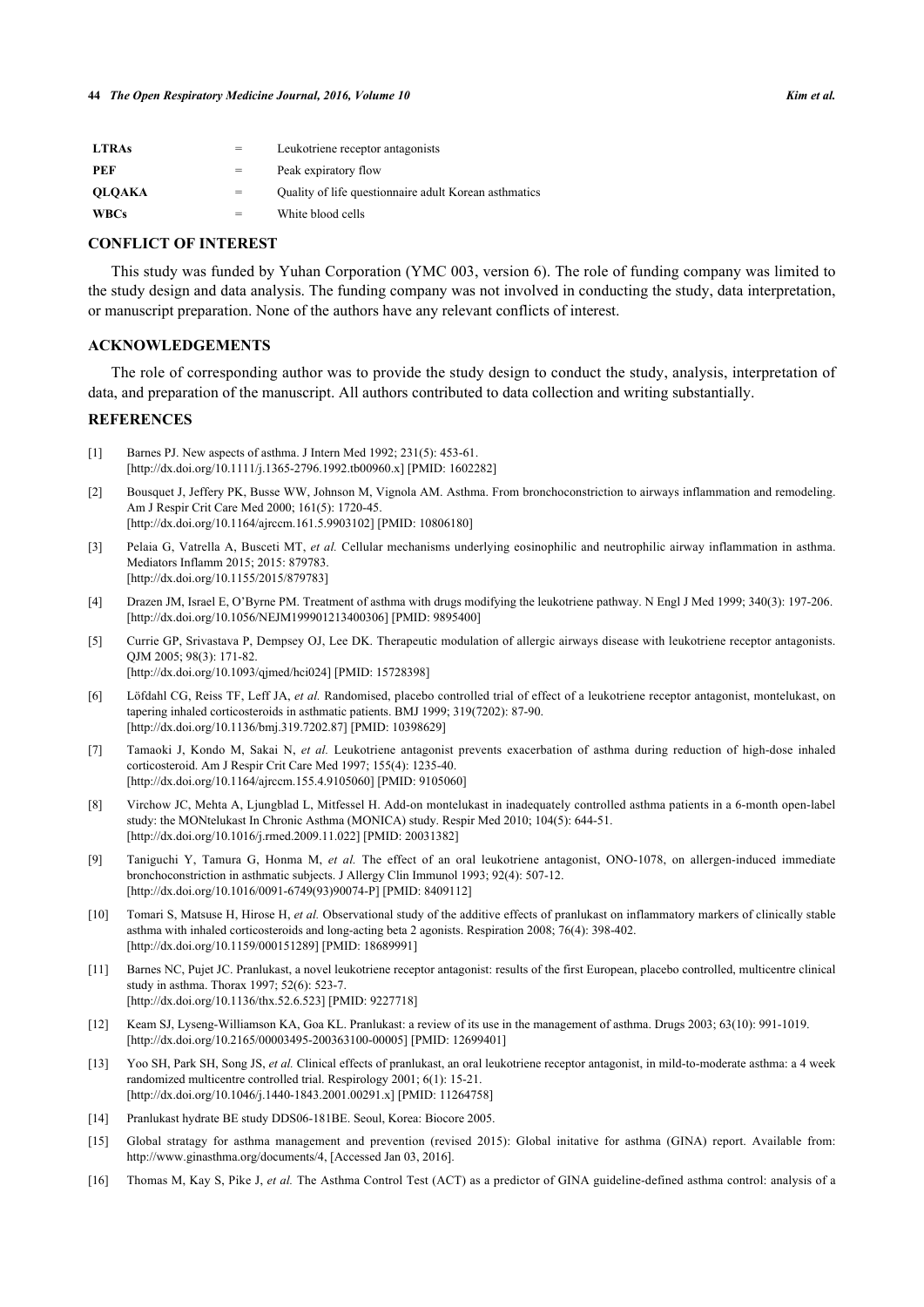| | | |
|---|---|---|
| **LTRAs** | = | Leukotriene receptor antagonists |
| **PEF** | = | Peak expiratory flow |
| **QLQAKA** | = | Quality of life questionnaire adult Korean asthmatics |
| **WBCs** | = | White blood cells |

## CONFLICT OF INTEREST

This study was funded by Yuhan Corporation (YMC 003, version 6). The role of funding company was limited to the study design and data analysis. The funding company was not involved in conducting the study, data interpretation, or manuscript preparation. None of the authors have any relevant conflicts of interest.

## ACKNOWLEDGEMENTS

The role of corresponding author was to provide the study design to conduct the study, analysis, interpretation of data, and preparation of the manuscript. All authors contributed to data collection and writing substantially.

## REFERENCES

[1] Barnes PJ. New aspects of asthma. J Intern Med 1992; 231(5): 453-61. [http://dx.doi.org/10.1111/j.1365-2796.1992.tb00960.x] [PMID: 1602282]

[2] Bousquet J, Jeffery PK, Busse WW, Johnson M, Vignola AM. Asthma. From bronchoconstriction to airways inflammation and remodeling. Am J Respir Crit Care Med 2000; 161(5): 1720-45. [http://dx.doi.org/10.1164/ajrccm.161.5.9903102] [PMID: 10806180]

[3] Pelaia G, Vatrella A, Busceti MT, *et al.* Cellular mechanisms underlying eosinophilic and neutrophilic airway inflammation in asthma. Mediators Inflamm 2015; 2015: 879783. [http://dx.doi.org/10.1155/2015/879783]

[4] Drazen JM, Israel E, O'Byrne PM. Treatment of asthma with drugs modifying the leukotriene pathway. N Engl J Med 1999; 340(3): 197-206. [http://dx.doi.org/10.1056/NEJM199901213400306] [PMID: 9895400]

[5] Currie GP, Srivastava P, Dempsey OJ, Lee DK. Therapeutic modulation of allergic airways disease with leukotriene receptor antagonists. QJM 2005; 98(3): 171-82. [http://dx.doi.org/10.1093/qjmed/hci024] [PMID: 15728398]

[6] Löfdahl CG, Reiss TF, Leff JA, *et al.* Randomised, placebo controlled trial of effect of a leukotriene receptor antagonist, montelukast, on tapering inhaled corticosteroids in asthmatic patients. BMJ 1999; 319(7202): 87-90. [http://dx.doi.org/10.1136/bmj.319.7202.87] [PMID: 10398629]

[7] Tamaoki J, Kondo M, Sakai N, *et al.* Leukotriene antagonist prevents exacerbation of asthma during reduction of high-dose inhaled corticosteroid. Am J Respir Crit Care Med 1997; 155(4): 1235-40. [http://dx.doi.org/10.1164/ajrccm.155.4.9105060] [PMID: 9105060]

[8] Virchow JC, Mehta A, Ljungblad L, Mitfessel H. Add-on montelukast in inadequately controlled asthma patients in a 6-month open-label study: the MONtelukast In Chronic Asthma (MONICA) study. Respir Med 2010; 104(5): 644-51. [http://dx.doi.org/10.1016/j.rmed.2009.11.022] [PMID: 20031382]

[9] Taniguchi Y, Tamura G, Honma M, *et al.* The effect of an oral leukotriene antagonist, ONO-1078, on allergen-induced immediate bronchoconstriction in asthmatic subjects. J Allergy Clin Immunol 1993; 92(4): 507-12. [http://dx.doi.org/10.1016/0091-6749(93)90074-P] [PMID: 8409112]

[10] Tomari S, Matsuse H, Hirose H, *et al.* Observational study of the additive effects of pranlukast on inflammatory markers of clinically stable asthma with inhaled corticosteroids and long-acting beta 2 agonists. Respiration 2008; 76(4): 398-402. [http://dx.doi.org/10.1159/000151289] [PMID: 18689991]

[11] Barnes NC, Pujet JC. Pranlukast, a novel leukotriene receptor antagonist: results of the first European, placebo controlled, multicentre clinical study in asthma. Thorax 1997; 52(6): 523-7. [http://dx.doi.org/10.1136/thx.52.6.523] [PMID: 9227718]

[12] Keam SJ, Lyseng-Williamson KA, Goa KL. Pranlukast: a review of its use in the management of asthma. Drugs 2003; 63(10): 991-1019. [http://dx.doi.org/10.2165/00003495-200363100-00005] [PMID: 12699401]

[13] Yoo SH, Park SH, Song JS, *et al.* Clinical effects of pranlukast, an oral leukotriene receptor antagonist, in mild-to-moderate asthma: a 4 week randomized multicentre controlled trial. Respirology 2001; 6(1): 15-21. [http://dx.doi.org/10.1046/j.1440-1843.2001.00291.x] [PMID: 11264758]

[14] Pranlukast hydrate BE study DDS06-181BE. Seoul, Korea: Biocore 2005.

[15] Global stratagy for asthma management and prevention (revised 2015): Global initative for asthma (GINA) report. Available from: http://www.ginasthma.org/documents/4, [Accessed Jan 03, 2016].

[16] Thomas M, Kay S, Pike J, *et al.* The Asthma Control Test (ACT) as a predictor of GINA guideline-defined asthma control: analysis of a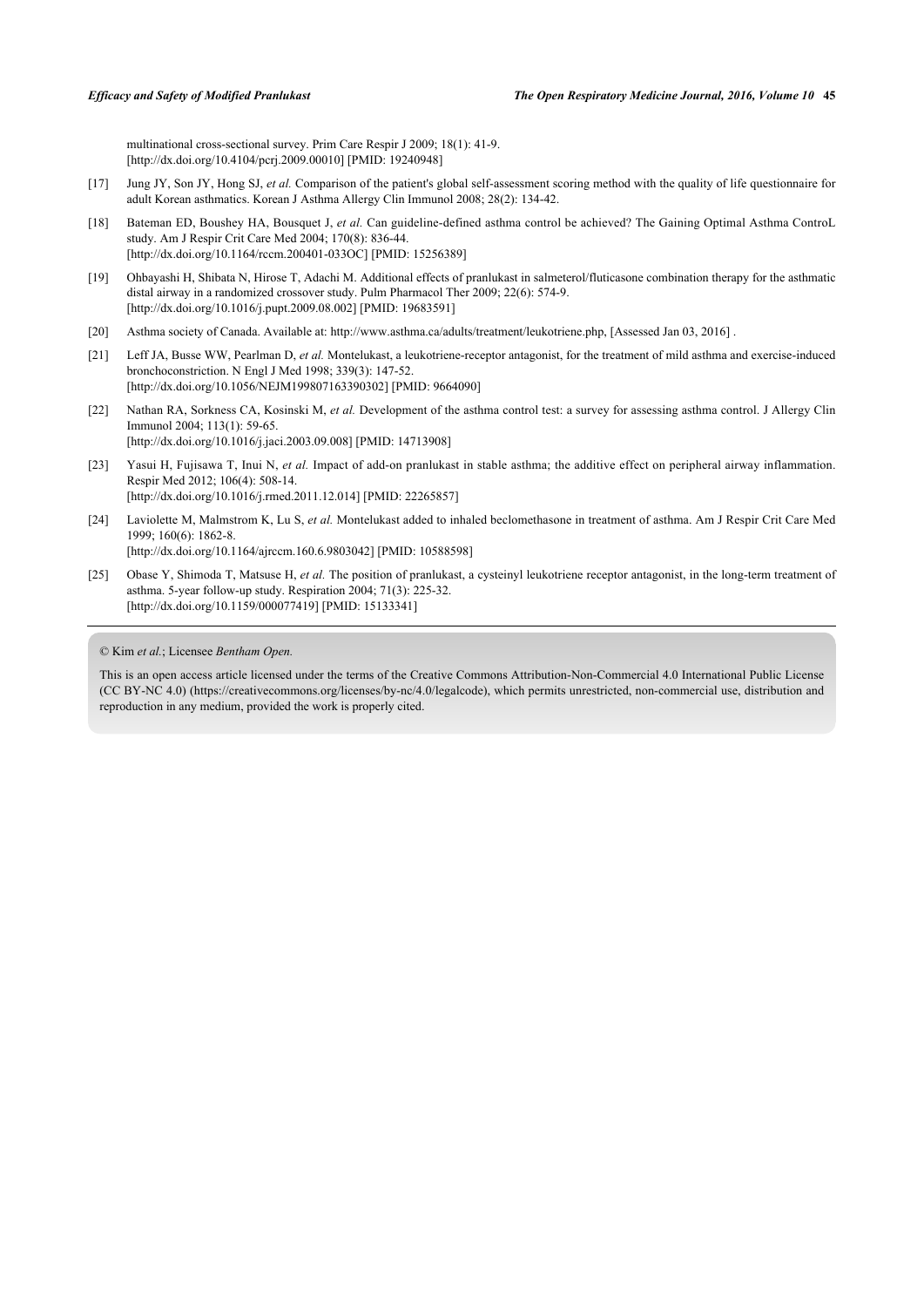multinational cross-sectional survey. Prim Care Respir J 2009; 18(1): 41-9. [http://dx.doi.org/10.4104/pcrj.2009.00010] [PMID: 19240948]

[17] Jung JY, Son JY, Hong SJ, *et al.* Comparison of the patient's global self-assessment scoring method with the quality of life questionnaire for adult Korean asthmatics. Korean J Asthma Allergy Clin Immunol 2008; 28(2): 134-42.

[18] Bateman ED, Boushey HA, Bousquet J, *et al.* Can guideline-defined asthma control be achieved? The Gaining Optimal Asthma ControL study. Am J Respir Crit Care Med 2004; 170(8): 836-44. [http://dx.doi.org/10.1164/rccm.200401-033OC] [PMID: 15256389]

[19] Ohbayashi H, Shibata N, Hirose T, Adachi M. Additional effects of pranlukast in salmeterol/fluticasone combination therapy for the asthmatic distal airway in a randomized crossover study. Pulm Pharmacol Ther 2009; 22(6): 574-9. [http://dx.doi.org/10.1016/j.pupt.2009.08.002] [PMID: 19683591]

[20] Asthma society of Canada. Available at: http://www.asthma.ca/adults/treatment/leukotriene.php, [Assessed Jan 03, 2016] .

[21] Leff JA, Busse WW, Pearlman D, *et al.* Montelukast, a leukotriene-receptor antagonist, for the treatment of mild asthma and exercise-induced bronchoconstriction. N Engl J Med 1998; 339(3): 147-52. [http://dx.doi.org/10.1056/NEJM199807163390302] [PMID: 9664090]

[22] Nathan RA, Sorkness CA, Kosinski M, *et al.* Development of the asthma control test: a survey for assessing asthma control. J Allergy Clin Immunol 2004; 113(1): 59-65. [http://dx.doi.org/10.1016/j.jaci.2003.09.008] [PMID: 14713908]

[23] Yasui H, Fujisawa T, Inui N, *et al.* Impact of add-on pranlukast in stable asthma; the additive effect on peripheral airway inflammation. Respir Med 2012; 106(4): 508-14. [http://dx.doi.org/10.1016/j.rmed.2011.12.014] [PMID: 22265857]

[24] Laviolette M, Malmstrom K, Lu S, *et al.* Montelukast added to inhaled beclomethasone in treatment of asthma. Am J Respir Crit Care Med 1999; 160(6): 1862-8. [http://dx.doi.org/10.1164/ajrccm.160.6.9803042] [PMID: 10588598]

[25] Obase Y, Shimoda T, Matsuse H, *et al.* The position of pranlukast, a cysteinyl leukotriene receptor antagonist, in the long-term treatment of asthma. 5-year follow-up study. Respiration 2004; 71(3): 225-32. [http://dx.doi.org/10.1159/000077419] [PMID: 15133341]

---

© Kim *et al.*; Licensee *Bentham Open.*

This is an open access article licensed under the terms of the Creative Commons Attribution-Non-Commercial 4.0 International Public License (CC BY-NC 4.0) (https://creativecommons.org/licenses/by-nc/4.0/legalcode), which permits unrestricted, non-commercial use, distribution and reproduction in any medium, provided the work is properly cited.